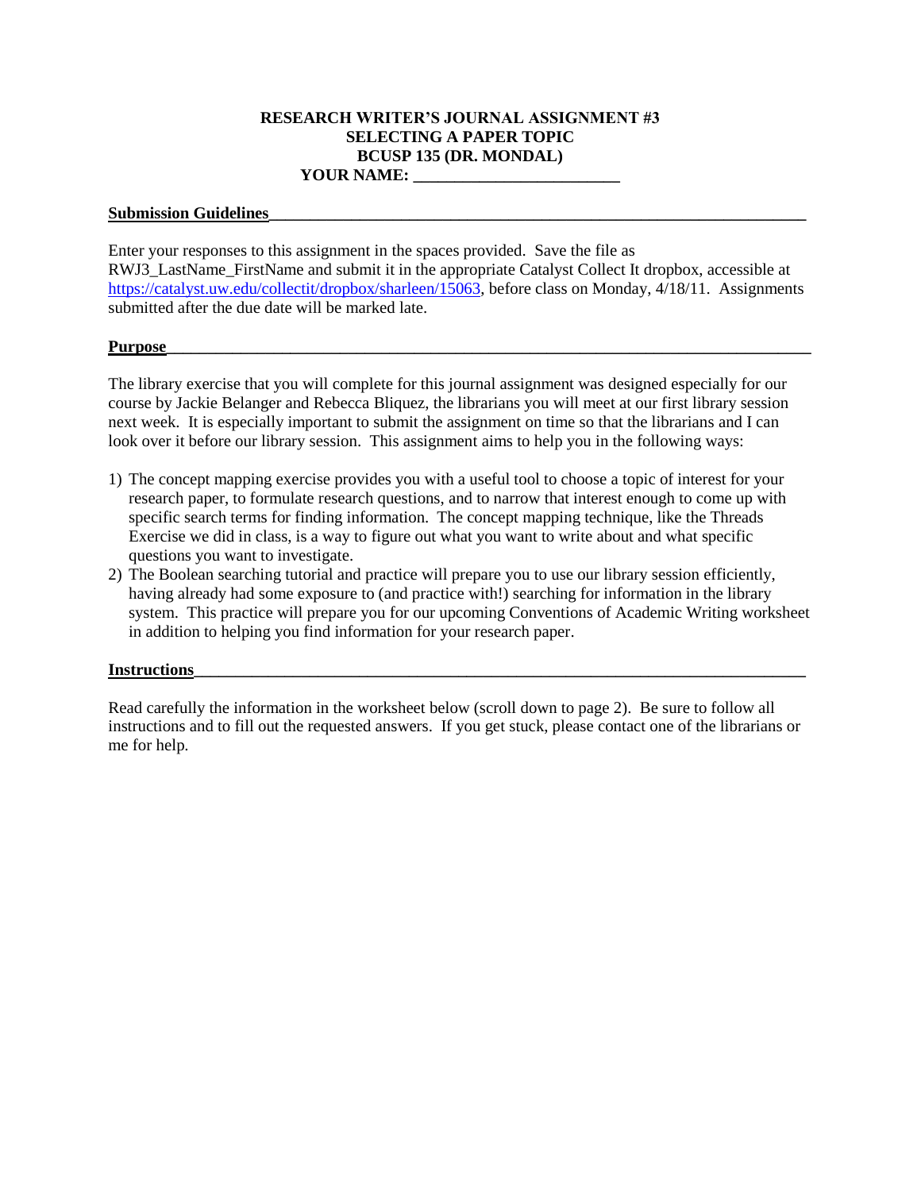# RESEARCH WRITER'S JOURNAL ASSIGNMENT #3
## SELECTING A PAPER TOPIC
## BCUSP 135 (DR. MONDAL)
**YOUR NAME: ________________________**

**Submission Guidelines**

Enter your responses to this assignment in the spaces provided. Save the file as RWJ3_LastName_FirstName and submit it in the appropriate Catalyst Collect It dropbox, accessible at https://catalyst.uw.edu/collectit/dropbox/sharleen/15063, before class on Monday, 4/18/11. Assignments submitted after the due date will be marked late.

**Purpose**

The library exercise that you will complete for this journal assignment was designed especially for our course by Jackie Belanger and Rebecca Bliquez, the librarians you will meet at our first library session next week. It is especially important to submit the assignment on time so that the librarians and I can look over it before our library session. This assignment aims to help you in the following ways:

1) The concept mapping exercise provides you with a useful tool to choose a topic of interest for your research paper, to formulate research questions, and to narrow that interest enough to come up with specific search terms for finding information. The concept mapping technique, like the Threads Exercise we did in class, is a way to figure out what you want to write about and what specific questions you want to investigate.
2) The Boolean searching tutorial and practice will prepare you to use our library session efficiently, having already had some exposure to (and practice with!) searching for information in the library system. This practice will prepare you for our upcoming Conventions of Academic Writing worksheet in addition to helping you find information for your research paper.

**Instructions**

Read carefully the information in the worksheet below (scroll down to page 2). Be sure to follow all instructions and to fill out the requested answers. If you get stuck, please contact one of the librarians or me for help.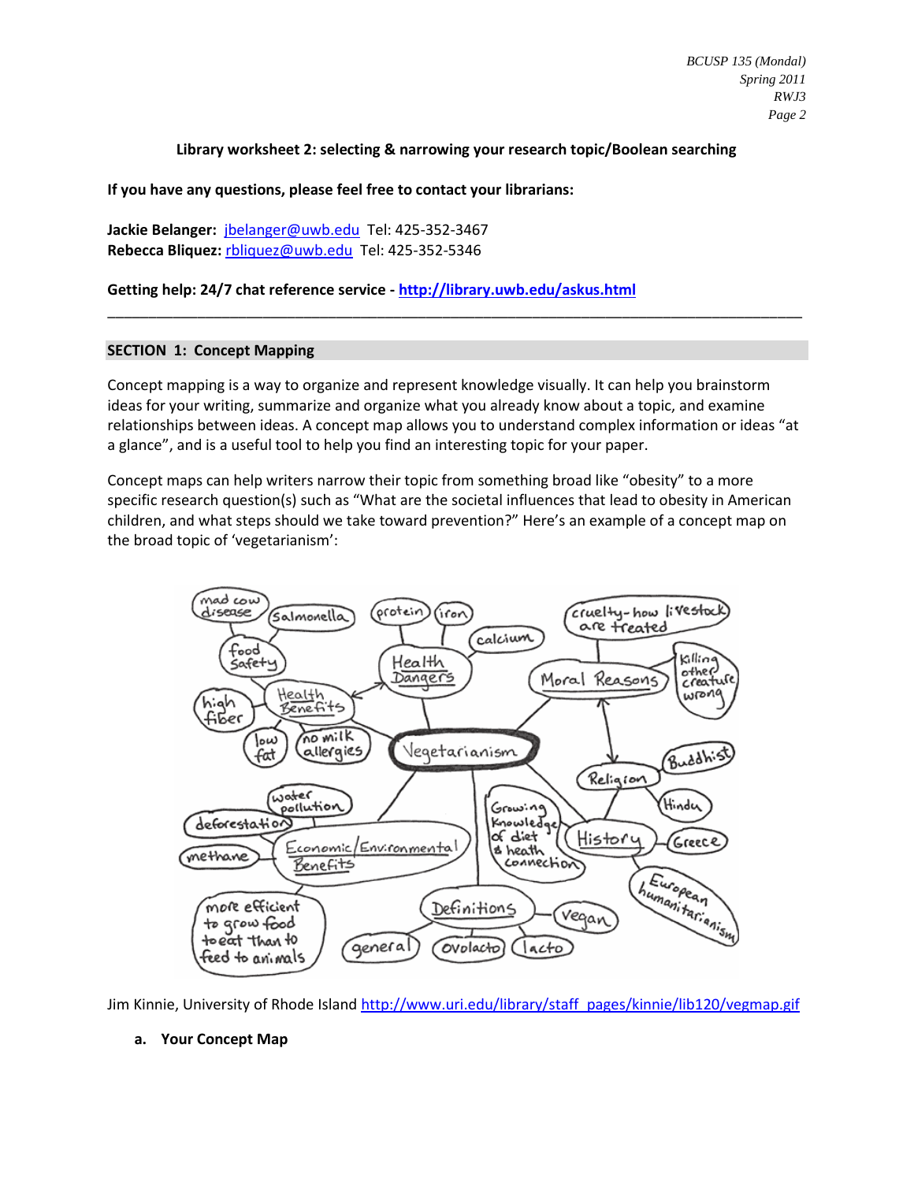## Library worksheet 2: selecting & narrowing your research topic/Boolean searching

**If you have any questions, please feel free to contact your librarians:**

**Jackie Belanger:** jbelanger@uwb.edu Tel: 425-352-3467
**Rebecca Bliquez:** rbliquez@uwb.edu Tel: 425-352-5346

**Getting help: 24/7 chat reference service - http://library.uwb.edu/askus.html**

---

### SECTION 1: Concept Mapping

Concept mapping is a way to organize and represent knowledge visually. It can help you brainstorm ideas for your writing, summarize and organize what you already know about a topic, and examine relationships between ideas. A concept map allows you to understand complex information or ideas "at a glance", and is a useful tool to help you find an interesting topic for your paper.

Concept maps can help writers narrow their topic from something broad like "obesity" to a more specific research question(s) such as "What are the societal influences that lead to obesity in American children, and what steps should we take toward prevention?" Here's an example of a concept map on the broad topic of 'vegetarianism':

Jim Kinnie, University of Rhode Island http://www.uri.edu/library/staff_pages/kinnie/lib120/vegmap.gif

**a. Your Concept Map**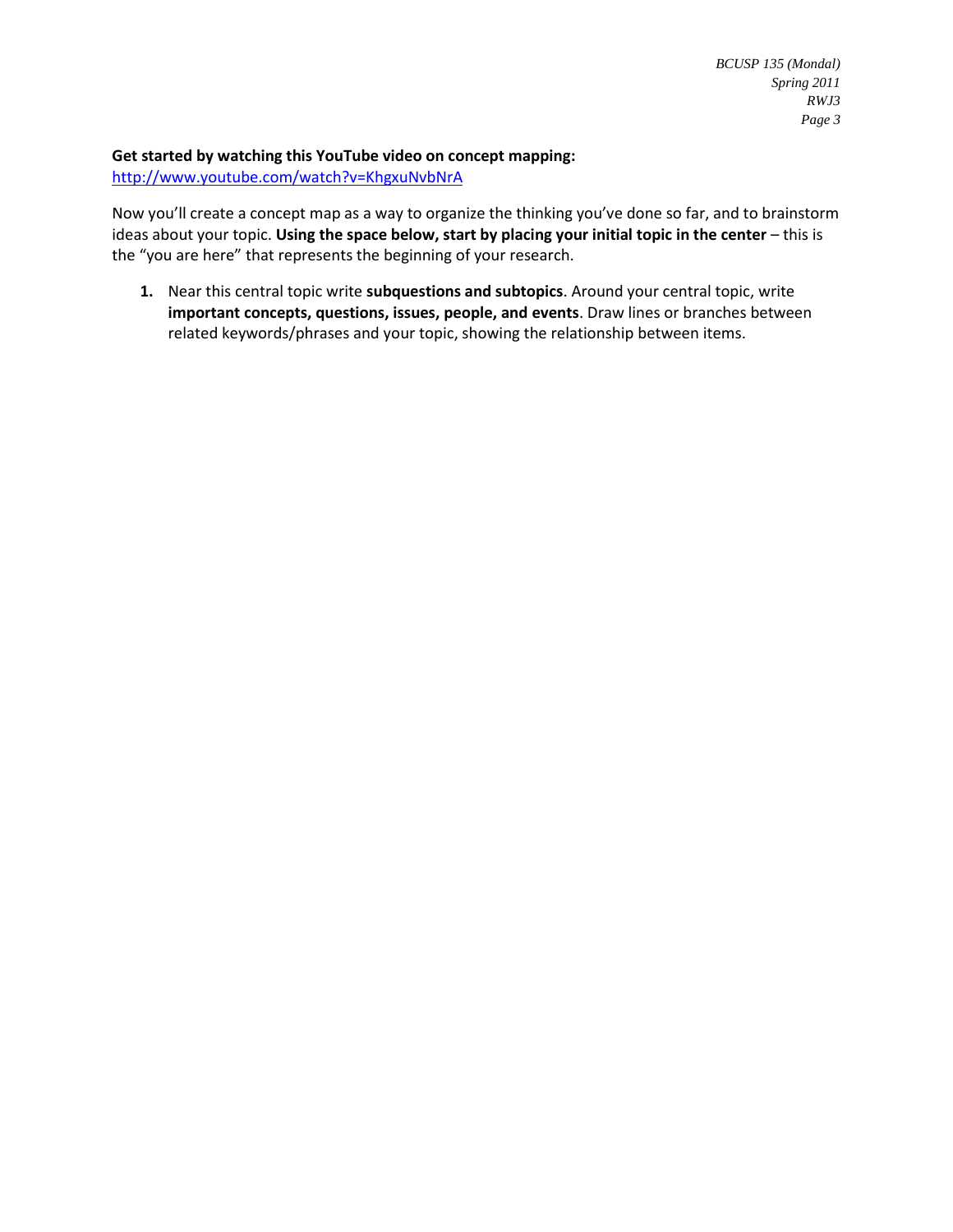**Get started by watching this YouTube video on concept mapping:**
http://www.youtube.com/watch?v=KhgxuNvbNrA

Now you'll create a concept map as a way to organize the thinking you've done so far, and to brainstorm ideas about your topic. **Using the space below, start by placing your initial topic in the center** – this is the "you are here" that represents the beginning of your research.

1. Near this central topic write **subquestions and subtopics**. Around your central topic, write **important concepts, questions, issues, people, and events**. Draw lines or branches between related keywords/phrases and your topic, showing the relationship between items.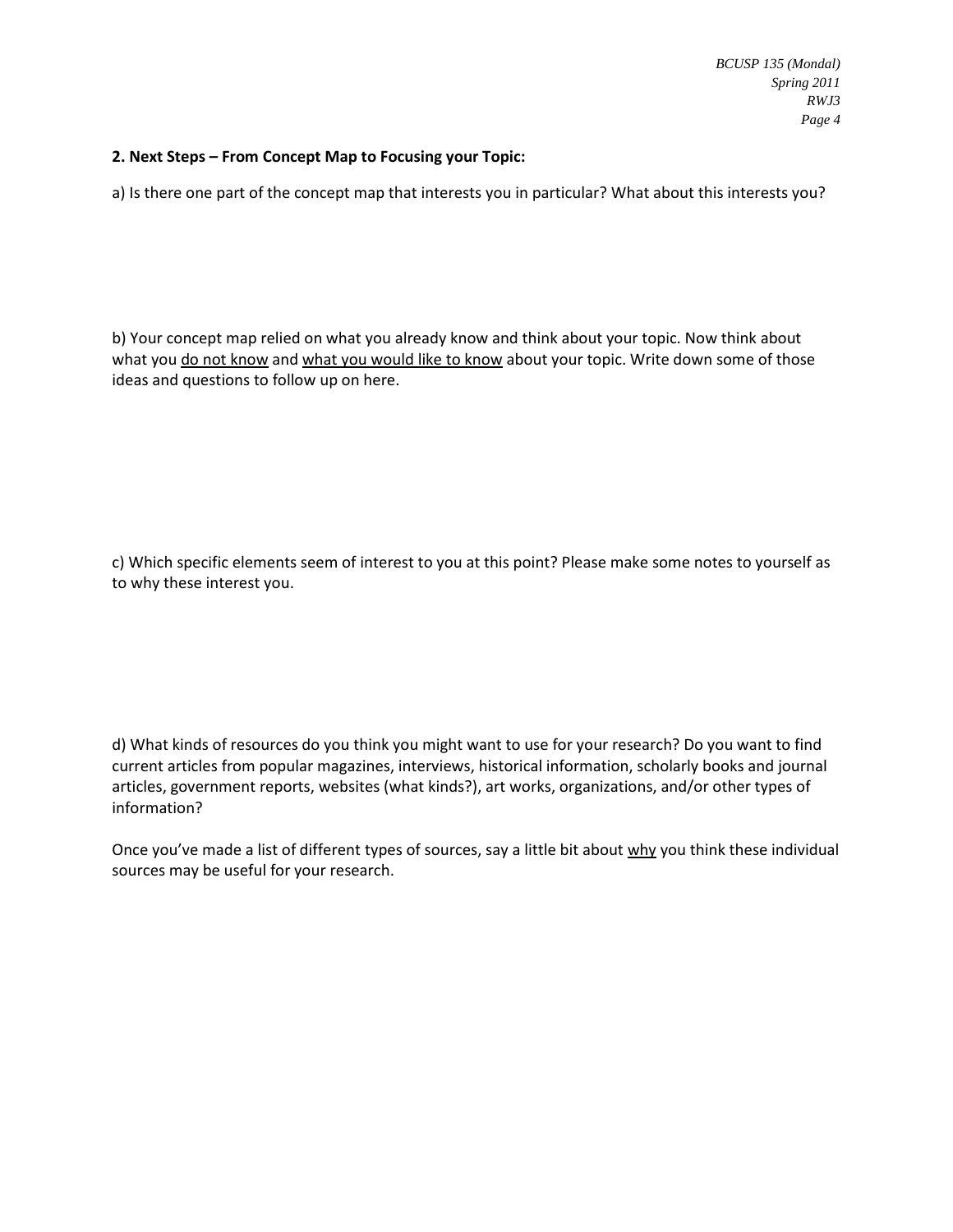**2. Next Steps – From Concept Map to Focusing your Topic:**

a) Is there one part of the concept map that interests you in particular? What about this interests you?

b) Your concept map relied on what you already know and think about your topic. Now think about what you <u>do not know</u> and <u>what you would like to know</u> about your topic. Write down some of those ideas and questions to follow up on here.

c) Which specific elements seem of interest to you at this point? Please make some notes to yourself as to why these interest you.

d) What kinds of resources do you think you might want to use for your research? Do you want to find current articles from popular magazines, interviews, historical information, scholarly books and journal articles, government reports, websites (what kinds?), art works, organizations, and/or other types of information?

Once you've made a list of different types of sources, say a little bit about <u>why</u> you think these individual sources may be useful for your research.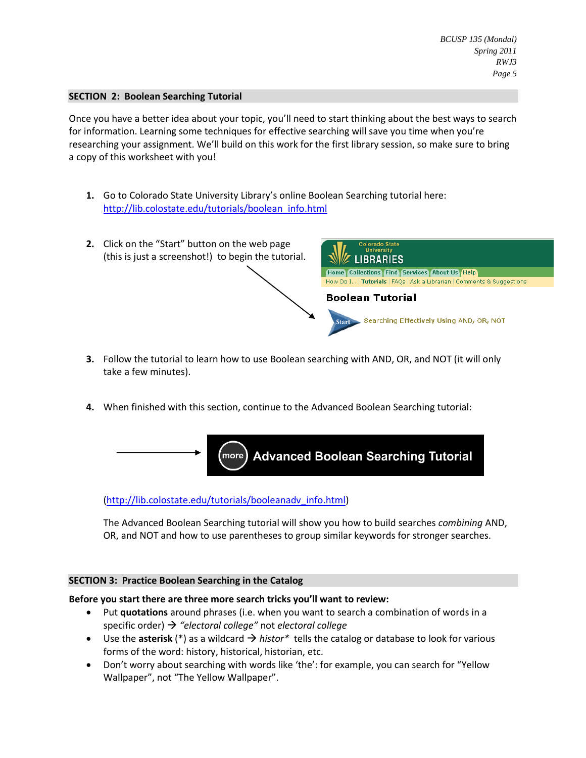## SECTION 2: Boolean Searching Tutorial

Once you have a better idea about your topic, you'll need to start thinking about the best ways to search for information. Learning some techniques for effective searching will save you time when you're researching your assignment. We'll build on this work for the first library session, so make sure to bring a copy of this worksheet with you!

1. Go to Colorado State University Library's online Boolean Searching tutorial here: http://lib.colostate.edu/tutorials/boolean_info.html

2. Click on the "Start" button on the web page (this is just a screenshot!) to begin the tutorial.

3. Follow the tutorial to learn how to use Boolean searching with AND, OR, and NOT (it will only take a few minutes).

4. When finished with this section, continue to the Advanced Boolean Searching tutorial:

   **Advanced Boolean Searching Tutorial**

   (http://lib.colostate.edu/tutorials/booleanadv_info.html)

   The Advanced Boolean Searching tutorial will show you how to build searches *combining* AND, OR, and NOT and how to use parentheses to group similar keywords for stronger searches.

## SECTION 3: Practice Boolean Searching in the Catalog

**Before you start there are three more search tricks you'll want to review:**

- Put **quotations** around phrases (i.e. when you want to search a combination of words in a specific order) → *"electoral college"* not *electoral college*
- Use the **asterisk** (*) as a wildcard → *histor** tells the catalog or database to look for various forms of the word: history, historical, historian, etc.
- Don't worry about searching with words like 'the': for example, you can search for "Yellow Wallpaper", not "The Yellow Wallpaper".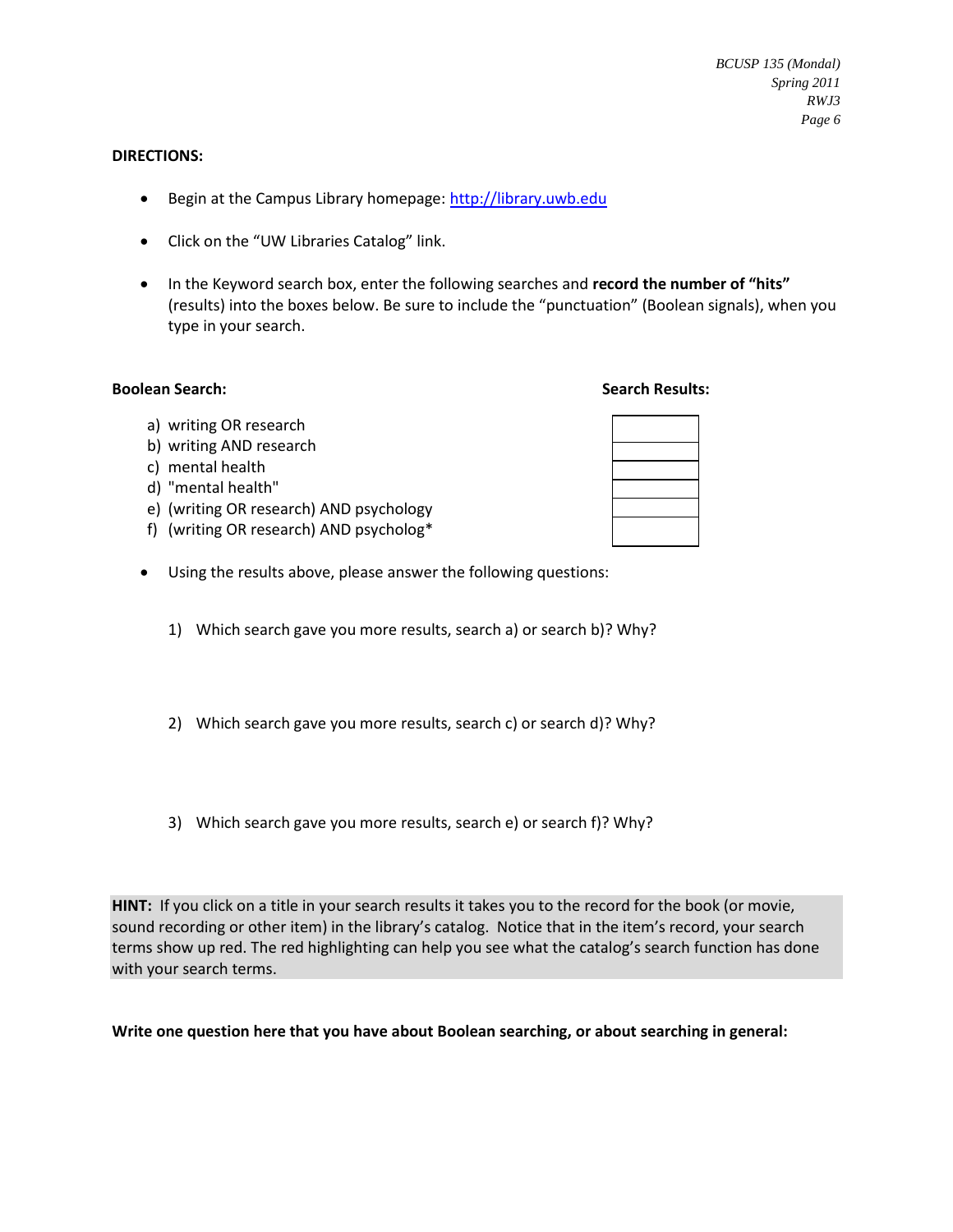**DIRECTIONS:**

- Begin at the Campus Library homepage: http://library.uwb.edu
- Click on the “UW Libraries Catalog” link.
- In the Keyword search box, enter the following searches and **record the number of “hits”** (results) into the boxes below. Be sure to include the “punctuation” (Boolean signals), when you type in your search.

| **Boolean Search:** | **Search Results:** |
|---|---|
| a) writing OR research | |
| b) writing AND research | |
| c) mental health | |
| d) "mental health" | |
| e) (writing OR research) AND psychology | |
| f) (writing OR research) AND psycholog* | |

- Using the results above, please answer the following questions:

  1) Which search gave you more results, search a) or search b)? Why?

  2) Which search gave you more results, search c) or search d)? Why?

  3) Which search gave you more results, search e) or search f)? Why?

**HINT:** If you click on a title in your search results it takes you to the record for the book (or movie, sound recording or other item) in the library’s catalog. Notice that in the item’s record, your search terms show up red. The red highlighting can help you see what the catalog’s search function has done with your search terms.

**Write one question here that you have about Boolean searching, or about searching in general:**